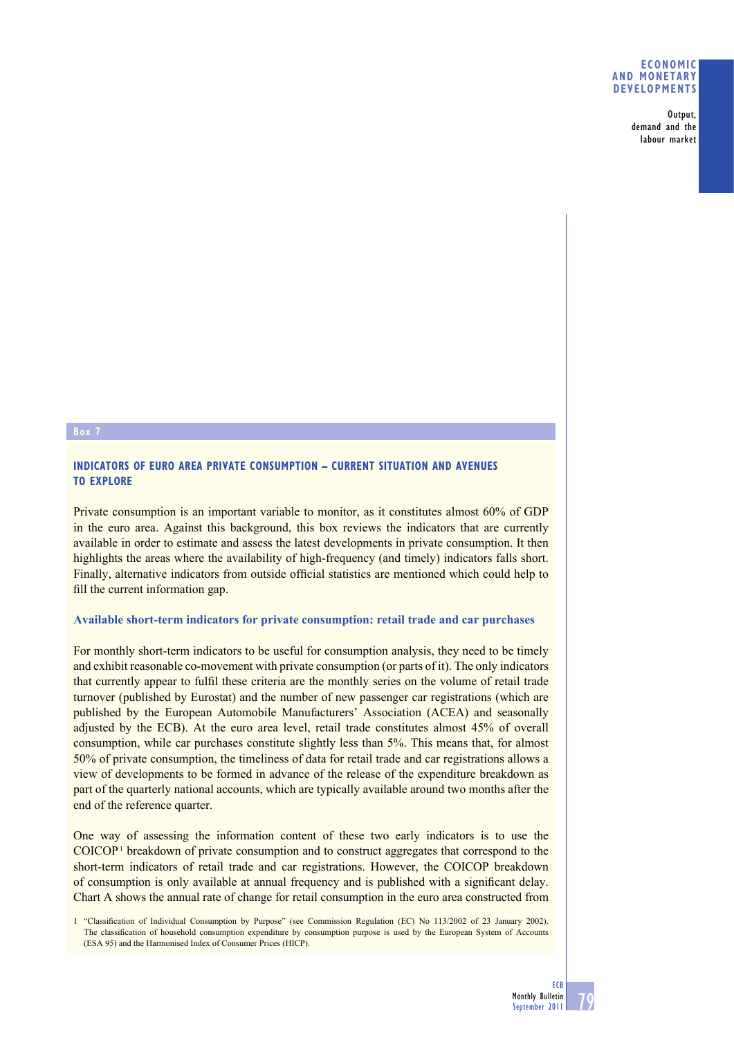## Box 7

### INDICATORS OF EURO AREA PRIVATE CONSUMPTION – CURRENT SITUATION AND AVENUES TO EXPLORE

Private consumption is an important variable to monitor, as it constitutes almost 60% of GDP in the euro area. Against this background, this box reviews the indicators that are currently available in order to estimate and assess the latest developments in private consumption. It then highlights the areas where the availability of high-frequency (and timely) indicators falls short. Finally, alternative indicators from outside official statistics are mentioned which could help to fill the current information gap.

#### Available short-term indicators for private consumption: retail trade and car purchases

For monthly short-term indicators to be useful for consumption analysis, they need to be timely and exhibit reasonable co-movement with private consumption (or parts of it). The only indicators that currently appear to fulfil these criteria are the monthly series on the volume of retail trade turnover (published by Eurostat) and the number of new passenger car registrations (which are published by the European Automobile Manufacturers' Association (ACEA) and seasonally adjusted by the ECB). At the euro area level, retail trade constitutes almost 45% of overall consumption, while car purchases constitute slightly less than 5%. This means that, for almost 50% of private consumption, the timeliness of data for retail trade and car registrations allows a view of developments to be formed in advance of the release of the expenditure breakdown as part of the quarterly national accounts, which are typically available around two months after the end of the reference quarter.

One way of assessing the information content of these two early indicators is to use the COICOP[1] breakdown of private consumption and to construct aggregates that correspond to the short-term indicators of retail trade and car registrations. However, the COICOP breakdown of consumption is only available at annual frequency and is published with a significant delay. Chart A shows the annual rate of change for retail consumption in the euro area constructed from

[1] "Classification of Individual Consumption by Purpose" (see Commission Regulation (EC) No 113/2002 of 23 January 2002). The classification of household consumption expenditure by consumption purpose is used by the European System of Accounts (ESA 95) and the Harmonised Index of Consumer Prices (HICP).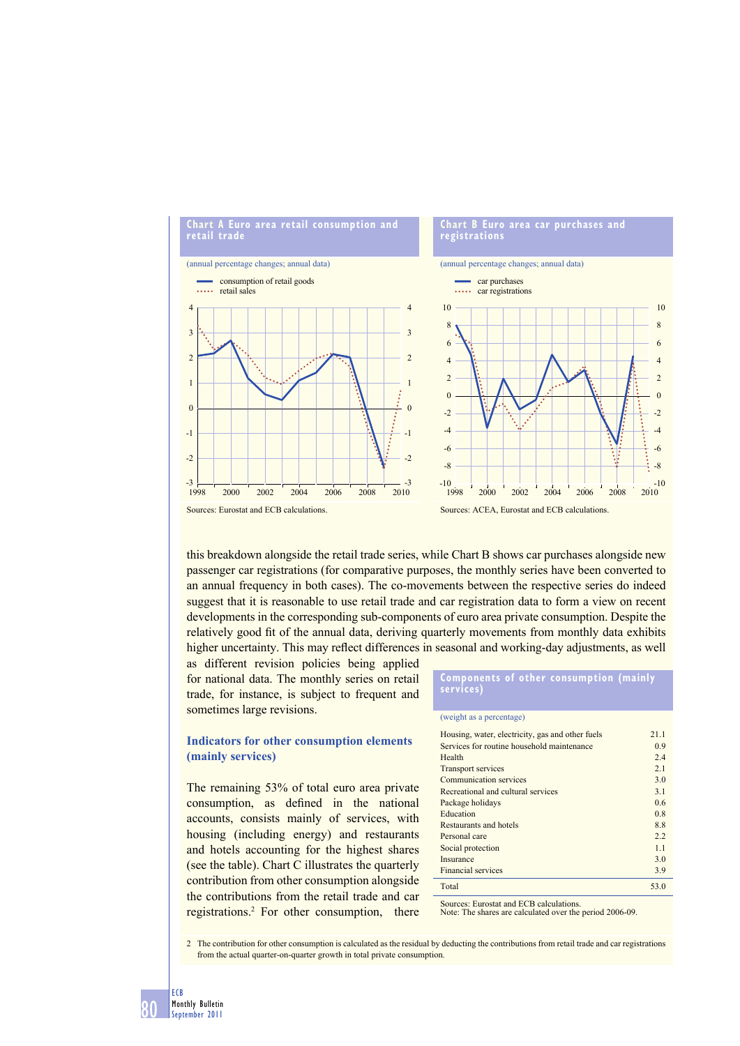**Chart A Euro area retail consumption and retail trade**

(annual percentage changes; annual data)

- consumption of retail goods
- retail sales

Sources: Eurostat and ECB calculations.

**Chart B Euro area car purchases and registrations**

(annual percentage changes; annual data)

- car purchases
- car registrations

Sources: ACEA, Eurostat and ECB calculations.

this breakdown alongside the retail trade series, while Chart B shows car purchases alongside new passenger car registrations (for comparative purposes, the monthly series have been converted to an annual frequency in both cases). The co-movements between the respective series do indeed suggest that it is reasonable to use retail trade and car registration data to form a view on recent developments in the corresponding sub-components of euro area private consumption. Despite the relatively good fit of the annual data, deriving quarterly movements from monthly data exhibits higher uncertainty. This may reflect differences in seasonal and working-day adjustments, as well as different revision policies being applied for national data. The monthly series on retail trade, for instance, is subject to frequent and sometimes large revisions.

### Indicators for other consumption elements (mainly services)

The remaining 53% of total euro area private consumption, as defined in the national accounts, consists mainly of services, with housing (including energy) and restaurants and hotels accounting for the highest shares (see the table). Chart C illustrates the quarterly contribution from other consumption alongside the contributions from the retail trade and car registrations.[2] For other consumption, there

**Components of other consumption (mainly services)**

(weight as a percentage)

| | |
|---|---|
| Housing, water, electricity, gas and other fuels | 21.1 |
| Services for routine household maintenance | 0.9 |
| Health | 2.4 |
| Transport services | 2.1 |
| Communication services | 3.0 |
| Recreational and cultural services | 3.1 |
| Package holidays | 0.6 |
| Education | 0.8 |
| Restaurants and hotels | 8.8 |
| Personal care | 2.2 |
| Social protection | 1.1 |
| Insurance | 3.0 |
| Financial services | 3.9 |
| Total | 53.0 |

Sources: Eurostat and ECB calculations.
Note: The shares are calculated over the period 2006-09.

2 The contribution for other consumption is calculated as the residual by deducting the contributions from retail trade and car registrations from the actual quarter-on-quarter growth in total private consumption.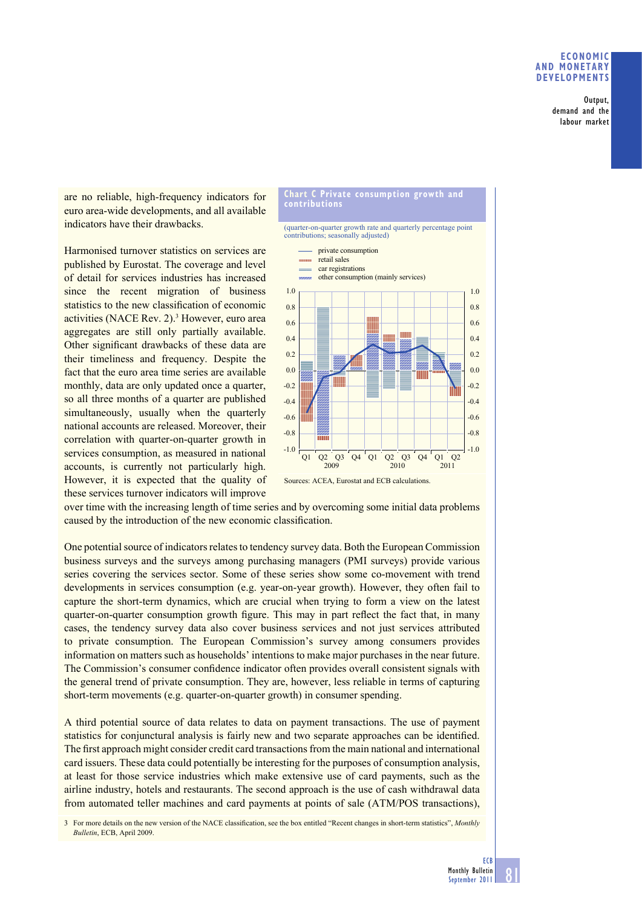are no reliable, high-frequency indicators for euro area-wide developments, and all available indicators have their drawbacks.

Harmonised turnover statistics on services are published by Eurostat. The coverage and level of detail for services industries has increased since the recent migration of business statistics to the new classification of economic activities (NACE Rev. 2).[3] However, euro area aggregates are still only partially available. Other significant drawbacks of these data are their timeliness and frequency. Despite the fact that the euro area time series are available monthly, data are only updated once a quarter, so all three months of a quarter are published simultaneously, usually when the quarterly national accounts are released. Moreover, their correlation with quarter-on-quarter growth in services consumption, as measured in national accounts, is currently not particularly high. However, it is expected that the quality of these services turnover indicators will improve over time with the increasing length of time series and by overcoming some initial data problems caused by the introduction of the new economic classification.

**Chart C Private consumption growth and contributions**

(quarter-on-quarter growth rate and quarterly percentage point contributions; seasonally adjusted)

- private consumption
- retail sales
- car registrations
- other consumption (mainly services)

Sources: ACEA, Eurostat and ECB calculations.

One potential source of indicators relates to tendency survey data. Both the European Commission business surveys and the surveys among purchasing managers (PMI surveys) provide various series covering the services sector. Some of these series show some co-movement with trend developments in services consumption (e.g. year-on-year growth). However, they often fail to capture the short-term dynamics, which are crucial when trying to form a view on the latest quarter-on-quarter consumption growth figure. This may in part reflect the fact that, in many cases, the tendency survey data also cover business services and not just services attributed to private consumption. The European Commission's survey among consumers provides information on matters such as households' intentions to make major purchases in the near future. The Commission's consumer confidence indicator often provides overall consistent signals with the general trend of private consumption. They are, however, less reliable in terms of capturing short-term movements (e.g. quarter-on-quarter growth) in consumer spending.

A third potential source of data relates to data on payment transactions. The use of payment statistics for conjunctural analysis is fairly new and two separate approaches can be identified. The first approach might consider credit card transactions from the main national and international card issuers. These data could potentially be interesting for the purposes of consumption analysis, at least for those service industries which make extensive use of card payments, such as the airline industry, hotels and restaurants. The second approach is the use of cash withdrawal data from automated teller machines and card payments at points of sale (ATM/POS transactions),

3 For more details on the new version of the NACE classification, see the box entitled "Recent changes in short-term statistics", *Monthly Bulletin*, ECB, April 2009.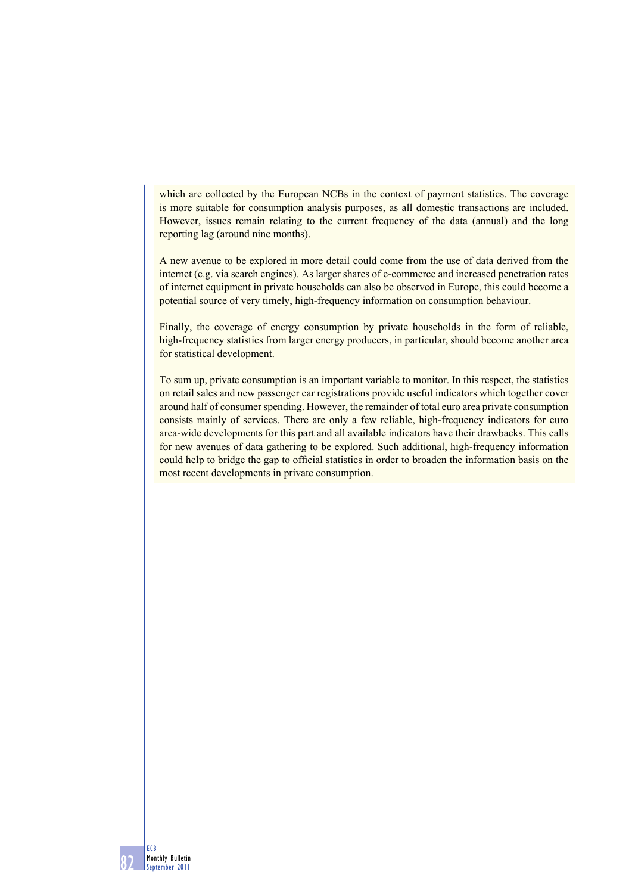which are collected by the European NCBs in the context of payment statistics. The coverage is more suitable for consumption analysis purposes, as all domestic transactions are included. However, issues remain relating to the current frequency of the data (annual) and the long reporting lag (around nine months).

A new avenue to be explored in more detail could come from the use of data derived from the internet (e.g. via search engines). As larger shares of e-commerce and increased penetration rates of internet equipment in private households can also be observed in Europe, this could become a potential source of very timely, high-frequency information on consumption behaviour.

Finally, the coverage of energy consumption by private households in the form of reliable, high-frequency statistics from larger energy producers, in particular, should become another area for statistical development.

To sum up, private consumption is an important variable to monitor. In this respect, the statistics on retail sales and new passenger car registrations provide useful indicators which together cover around half of consumer spending. However, the remainder of total euro area private consumption consists mainly of services. There are only a few reliable, high-frequency indicators for euro area-wide developments for this part and all available indicators have their drawbacks. This calls for new avenues of data gathering to be explored. Such additional, high-frequency information could help to bridge the gap to official statistics in order to broaden the information basis on the most recent developments in private consumption.